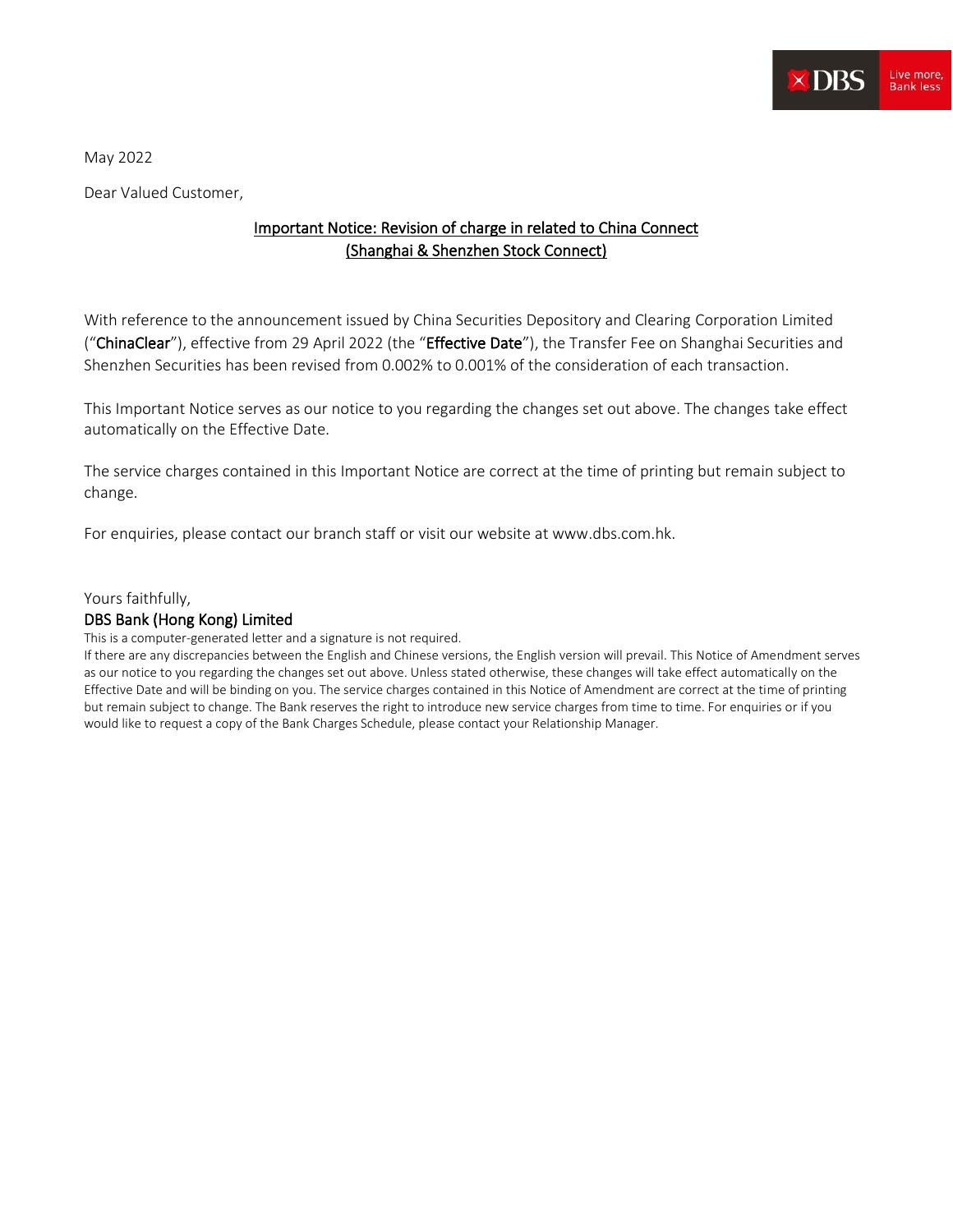May 2022

Dear Valued Customer,

## Important Notice: Revision of charge in related to China Connect (Shanghai & Shenzhen Stock Connect)

With reference to the announcement issued by China Securities Depository and Clearing Corporation Limited ("**ChinaClear**"), effective from 29 April 2022 (the "**Effective Date**"), the Transfer Fee on Shanghai Securities and Shenzhen Securities has been revised from 0.002% to 0.001% of the consideration of each transaction.

This Important Notice serves as our notice to you regarding the changes set out above. The changes take effect automatically on the Effective Date.

The service charges contained in this Important Notice are correct at the time of printing but remain subject to change.

For enquiries, please contact our branch staff or visit our website at www.dbs.com.hk.

Yours faithfully,

**DBS Bank (Hong Kong) Limited**

This is a computer-generated letter and a signature is not required.

If there are any discrepancies between the English and Chinese versions, the English version will prevail. This Notice of Amendment serves as our notice to you regarding the changes set out above. Unless stated otherwise, these changes will take effect automatically on the Effective Date and will be binding on you. The service charges contained in this Notice of Amendment are correct at the time of printing but remain subject to change. The Bank reserves the right to introduce new service charges from time to time. For enquiries or if you would like to request a copy of the Bank Charges Schedule, please contact your Relationship Manager.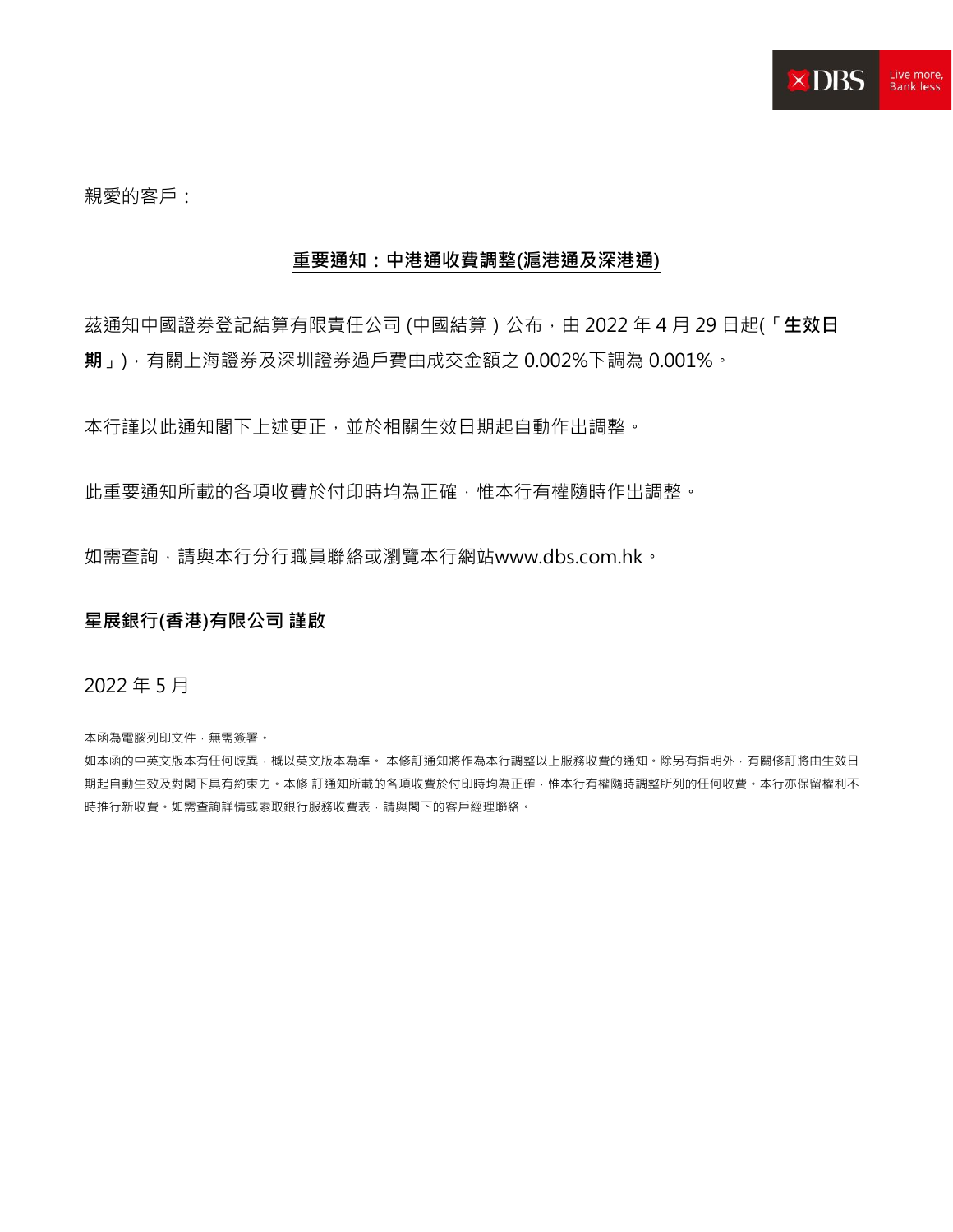親愛的客戶：

**重要通知：中港通收費調整(滬港通及深港通)**

茲通知中國證券登記結算有限責任公司 (中國結算 ) 公布，由 2022 年 4 月 29 日起(「**生效日期**」)，有關上海證券及深圳證券過戶費由成交金額之 0.002%下調為 0.001%。

本行謹以此通知閣下上述更正，並於相關生效日期起自動作出調整。

此重要通知所載的各項收費於付印時均為正確，惟本行有權隨時作出調整。

如需查詢，請與本行分行職員聯絡或瀏覽本行網站www.dbs.com.hk。

**星展銀行(香港)有限公司 謹啟**

2022 年 5 月

本函為電腦列印文件，無需簽署。

如本函的中英文版本有任何歧異，概以英文版本為準。 本修訂通知將作為本行調整以上服務收費的通知。除另有指明外，有關修訂將由生效日期起自動生效及對閣下具有約束力。本修 訂通知所載的各項收費於付印時均為正確，惟本行有權隨時調整所列的任何收費。本行亦保留權利不時推行新收費。如需查詢詳情或索取銀行服務收費表，請與閣下的客戶經理聯絡。